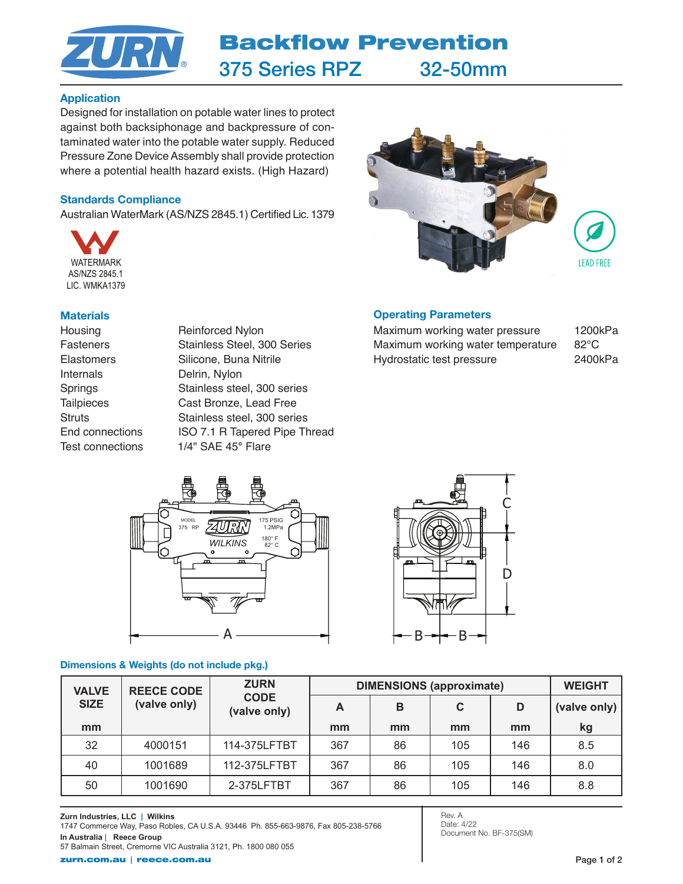# Backflow Prevention

## 375 Series RPZ 32-50mm

### Application

Designed for installation on potable water lines to protect against both backsiphonage and backpressure of contaminated water into the potable water supply. Reduced Pressure Zone Device Assembly shall provide protection where a potential health hazard exists. (High Hazard)

### Standards Compliance

Australian WaterMark (AS/NZS 2845.1) Certified Lic. 1379

WATERMARK
AS/NZS 2845.1
LIC. WMKA1379

LEAD FREE

### Materials

| | |
|---|---|
| Housing | Reinforced Nylon |
| Fasteners | Stainless Steel, 300 Series |
| Elastomers | Silicone, Buna Nitrile |
| Internals | Delrin, Nylon |
| Springs | Stainless steel, 300 series |
| Tailpieces | Cast Bronze, Lead Free |
| Struts | Stainless steel, 300 series |
| End connections | ISO 7.1 R Tapered Pipe Thread |
| Test connections | 1/4" SAE 45° Flare |

### Operating Parameters

| | |
|---|---|
| Maximum working water pressure | 1200kPa |
| Maximum working water temperature | 82°C |
| Hydrostatic test pressure | 2400kPa |

### Dimensions & Weights (do not include pkg.)

| VALVE SIZE | REECE CODE (valve only) | ZURN CODE (valve only) | DIMENSIONS (approximate) | | | | WEIGHT |
|---|---|---|---|---|---|---|---|
| | | | A | B | C | D | (valve only) |
| mm | | | mm | mm | mm | mm | kg |
| 32 | 4000151 | 114-375LFTBT | 367 | 86 | 105 | 146 | 8.5 |
| 40 | 1001689 | 112-375LFTBT | 367 | 86 | 105 | 146 | 8.0 |
| 50 | 1001690 | 2-375LFTBT | 367 | 86 | 105 | 146 | 8.8 |

**Zurn Industries, LLC | Wilkins**
1747 Commerce Way, Paso Robles, CA U.S.A. 93446 Ph. 855-663-9876, Fax 805-238-5766
**In Australia | Reece Group**
57 Balmain Street, Cremorne VIC Australia 3121, Ph. 1800 080 055
**zurn.com.au | reece.com.au**

Rev. A
Date: 4/22
Document No. BF-375(SM)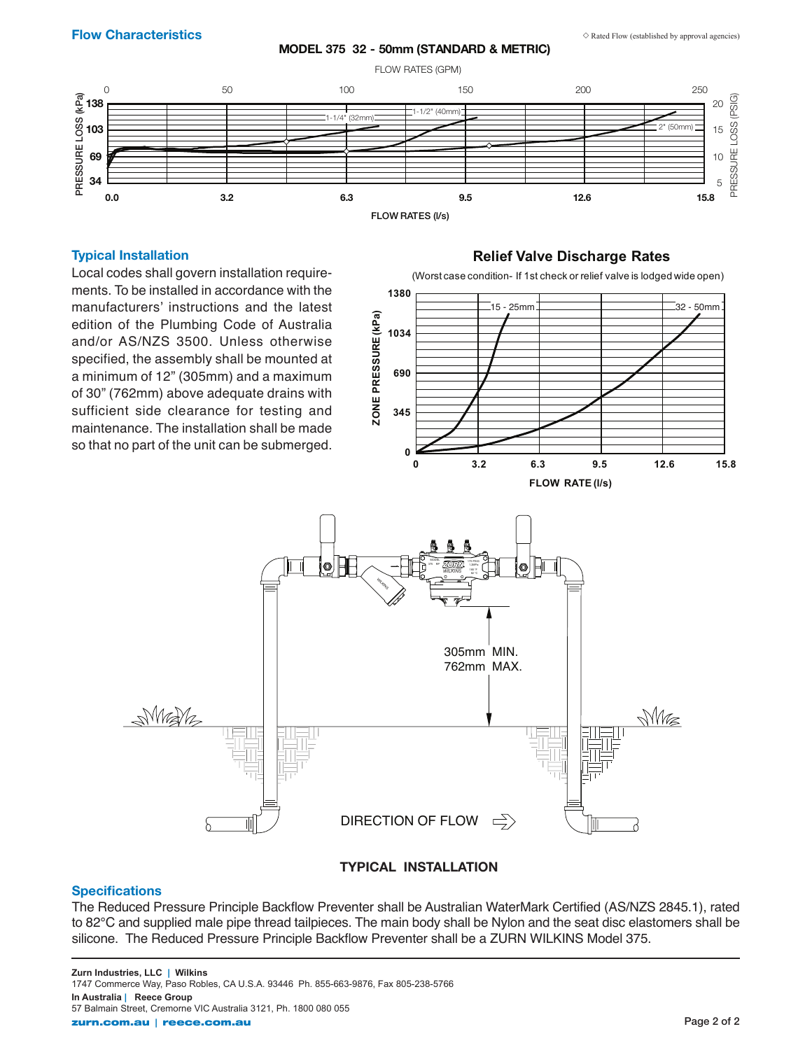## Flow Characteristics

◇ Rated Flow (established by approval agencies)

**MODEL 375 32 - 50mm (STANDARD & METRIC)**

FLOW RATES (GPM)

0 50 100 150 200 250

PRESSURE LOSS (kPa)

138
103
69
34

PRESSURE LOSS (PSIG)

20
15
10
5

1-1/4" (32mm)
1-1/2" (40mm)
2" (50mm)

0.0 3.2 6.3 9.5 12.6 15.8

FLOW RATES (l/s)

## Typical Installation

Local codes shall govern installation requirements. To be installed in accordance with the manufacturers' instructions and the latest edition of the Plumbing Code of Australia and/or AS/NZS 3500. Unless otherwise specified, the assembly shall be mounted at a minimum of 12" (305mm) and a maximum of 30" (762mm) above adequate drains with sufficient side clearance for testing and maintenance. The installation shall be made so that no part of the unit can be submerged.

## Relief Valve Discharge Rates

(Worst case condition- If 1st check or relief valve is lodged wide open)

ZONE PRESSURE (kPa)

1380
1034
690
345
0

15 - 25mm
32 - 50mm

0 3.2 6.3 9.5 12.6 15.8

FLOW RATE (l/s)

305mm MIN.
762mm MAX.

DIRECTION OF FLOW

**TYPICAL INSTALLATION**

## Specifications

The Reduced Pressure Principle Backflow Preventer shall be Australian WaterMark Certified (AS/NZS 2845.1), rated to 82°C and supplied male pipe thread tailpieces. The main body shall be Nylon and the seat disc elastomers shall be silicone. The Reduced Pressure Principle Backflow Preventer shall be a ZURN WILKINS Model 375.

**Zurn Industries, LLC | Wilkins**
1747 Commerce Way, Paso Robles, CA U.S.A. 93446 Ph. 855-663-9876, Fax 805-238-5766
**In Australia | Reece Group**
57 Balmain Street, Cremorne VIC Australia 3121, Ph. 1800 080 055
**zurn.com.au | reece.com.au**